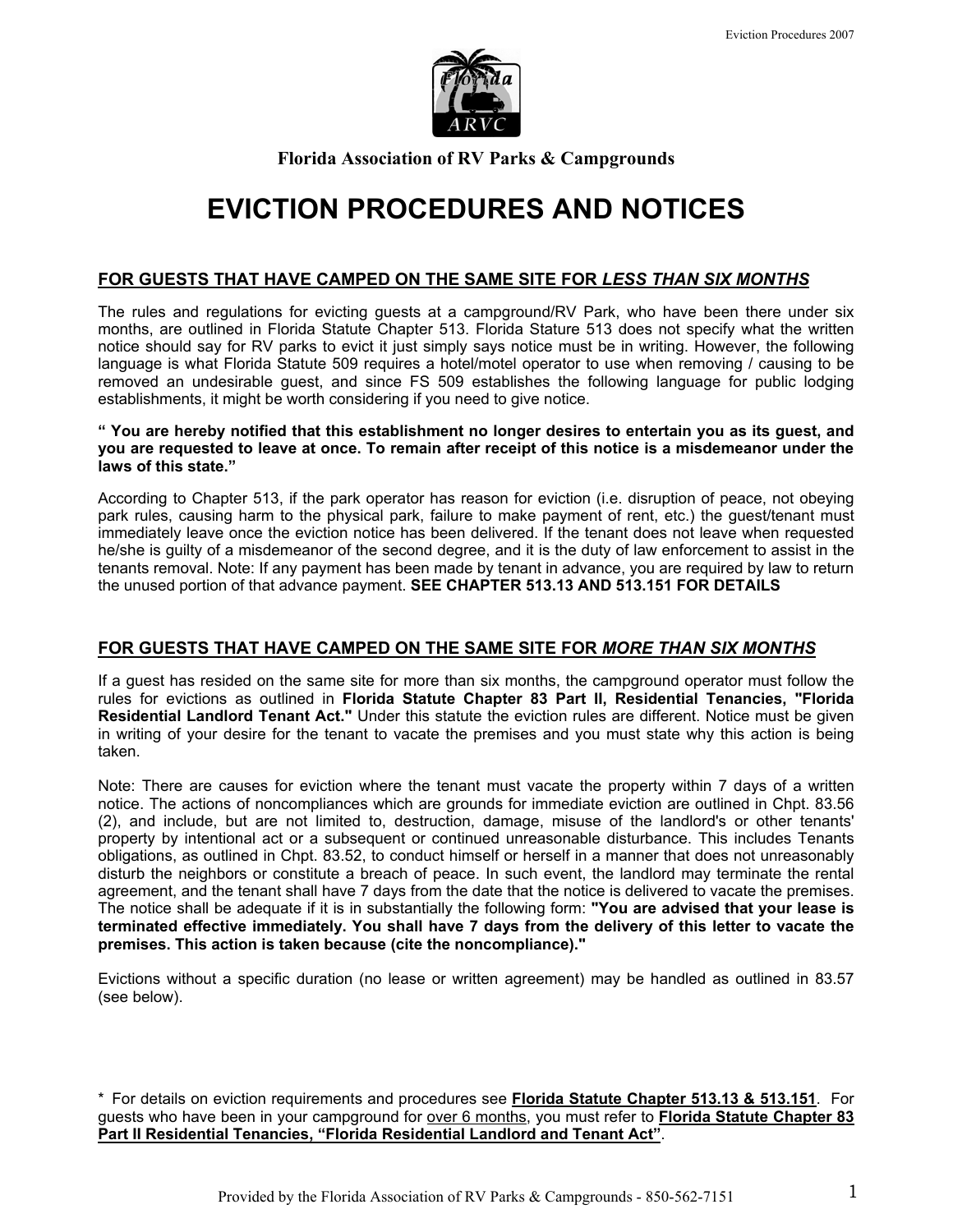Florida Association of RV Parks & Campgrounds

# EVICTION PROCEDURES AND NOTICES

## FOR GUESTS THAT HAVE CAMPED ON THE SAME SITE FOR *LESS THAN SIX MONTHS*

The rules and regulations for evicting guests at a campground/RV Park, who have been there under six months, are outlined in Florida Statute Chapter 513. Florida Stature 513 does not specify what the written notice should say for RV parks to evict it just simply says notice must be in writing. However, the following language is what Florida Statute 509 requires a hotel/motel operator to use when removing / causing to be removed an undesirable guest, and since FS 509 establishes the following language for public lodging establishments, it might be worth considering if you need to give notice.

**" You are hereby notified that this establishment no longer desires to entertain you as its guest, and you are requested to leave at once. To remain after receipt of this notice is a misdemeanor under the laws of this state."**

According to Chapter 513, if the park operator has reason for eviction (i.e. disruption of peace, not obeying park rules, causing harm to the physical park, failure to make payment of rent, etc.) the guest/tenant must immediately leave once the eviction notice has been delivered. If the tenant does not leave when requested he/she is guilty of a misdemeanor of the second degree, and it is the duty of law enforcement to assist in the tenants removal. Note: If any payment has been made by tenant in advance, you are required by law to return the unused portion of that advance payment. **SEE CHAPTER 513.13 AND 513.151 FOR DETAILS**

## FOR GUESTS THAT HAVE CAMPED ON THE SAME SITE FOR *MORE THAN SIX MONTHS*

If a guest has resided on the same site for more than six months, the campground operator must follow the rules for evictions as outlined in **Florida Statute Chapter 83 Part II, Residential Tenancies, "Florida Residential Landlord Tenant Act."** Under this statute the eviction rules are different. Notice must be given in writing of your desire for the tenant to vacate the premises and you must state why this action is being taken.

Note: There are causes for eviction where the tenant must vacate the property within 7 days of a written notice. The actions of noncompliances which are grounds for immediate eviction are outlined in Chpt. 83.56 (2), and include, but are not limited to, destruction, damage, misuse of the landlord's or other tenants' property by intentional act or a subsequent or continued unreasonable disturbance. This includes Tenants obligations, as outlined in Chpt. 83.52, to conduct himself or herself in a manner that does not unreasonably disturb the neighbors or constitute a breach of peace. In such event, the landlord may terminate the rental agreement, and the tenant shall have 7 days from the date that the notice is delivered to vacate the premises. The notice shall be adequate if it is in substantially the following form: **"You are advised that your lease is terminated effective immediately. You shall have 7 days from the delivery of this letter to vacate the premises. This action is taken because (cite the noncompliance)."**

Evictions without a specific duration (no lease or written agreement) may be handled as outlined in 83.57 (see below).

\* For details on eviction requirements and procedures see **Florida Statute Chapter 513.13 & 513.151**. For guests who have been in your campground for over 6 months, you must refer to **Florida Statute Chapter 83 Part II Residential Tenancies, "Florida Residential Landlord and Tenant Act"**.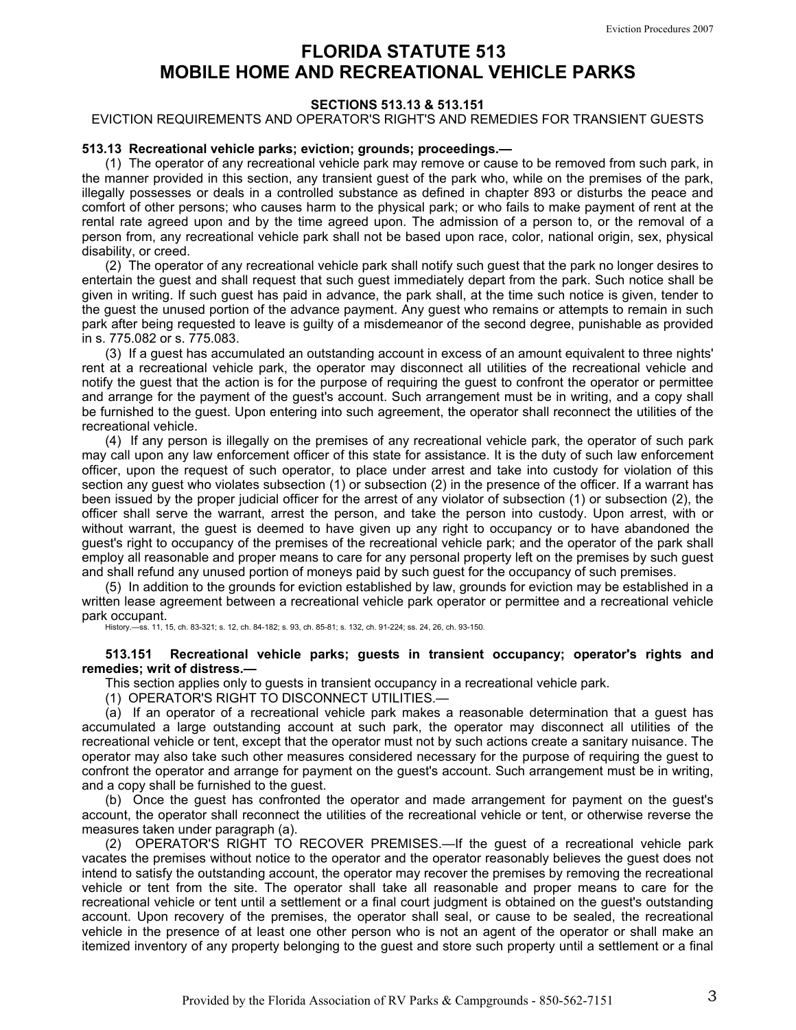# FLORIDA STATUTE 513
# MOBILE HOME AND RECREATIONAL VEHICLE PARKS

**SECTIONS 513.13 & 513.151**

EVICTION REQUIREMENTS AND OPERATOR'S RIGHT'S AND REMEDIES FOR TRANSIENT GUESTS

**513.13 Recreational vehicle parks; eviction; grounds; proceedings.—**

(1) The operator of any recreational vehicle park may remove or cause to be removed from such park, in the manner provided in this section, any transient guest of the park who, while on the premises of the park, illegally possesses or deals in a controlled substance as defined in chapter 893 or disturbs the peace and comfort of other persons; who causes harm to the physical park; or who fails to make payment of rent at the rental rate agreed upon and by the time agreed upon. The admission of a person to, or the removal of a person from, any recreational vehicle park shall not be based upon race, color, national origin, sex, physical disability, or creed.

(2) The operator of any recreational vehicle park shall notify such guest that the park no longer desires to entertain the guest and shall request that such guest immediately depart from the park. Such notice shall be given in writing. If such guest has paid in advance, the park shall, at the time such notice is given, tender to the guest the unused portion of the advance payment. Any guest who remains or attempts to remain in such park after being requested to leave is guilty of a misdemeanor of the second degree, punishable as provided in s. 775.082 or s. 775.083.

(3) If a guest has accumulated an outstanding account in excess of an amount equivalent to three nights' rent at a recreational vehicle park, the operator may disconnect all utilities of the recreational vehicle and notify the guest that the action is for the purpose of requiring the guest to confront the operator or permittee and arrange for the payment of the guest's account. Such arrangement must be in writing, and a copy shall be furnished to the guest. Upon entering into such agreement, the operator shall reconnect the utilities of the recreational vehicle.

(4) If any person is illegally on the premises of any recreational vehicle park, the operator of such park may call upon any law enforcement officer of this state for assistance. It is the duty of such law enforcement officer, upon the request of such operator, to place under arrest and take into custody for violation of this section any guest who violates subsection (1) or subsection (2) in the presence of the officer. If a warrant has been issued by the proper judicial officer for the arrest of any violator of subsection (1) or subsection (2), the officer shall serve the warrant, arrest the person, and take the person into custody. Upon arrest, with or without warrant, the guest is deemed to have given up any right to occupancy or to have abandoned the guest's right to occupancy of the premises of the recreational vehicle park; and the operator of the park shall employ all reasonable and proper means to care for any personal property left on the premises by such guest and shall refund any unused portion of moneys paid by such guest for the occupancy of such premises.

(5) In addition to the grounds for eviction established by law, grounds for eviction may be established in a written lease agreement between a recreational vehicle park operator or permittee and a recreational vehicle park occupant.

History.—ss. 11, 15, ch. 83-321; s. 12, ch. 84-182; s. 93, ch. 85-81; s. 132, ch. 91-224; ss. 24, 26, ch. 93-150.

**513.151 Recreational vehicle parks; guests in transient occupancy; operator's rights and remedies; writ of distress.—**

This section applies only to guests in transient occupancy in a recreational vehicle park.

(1) OPERATOR'S RIGHT TO DISCONNECT UTILITIES.—

(a) If an operator of a recreational vehicle park makes a reasonable determination that a guest has accumulated a large outstanding account at such park, the operator may disconnect all utilities of the recreational vehicle or tent, except that the operator must not by such actions create a sanitary nuisance. The operator may also take such other measures considered necessary for the purpose of requiring the guest to confront the operator and arrange for payment on the guest's account. Such arrangement must be in writing, and a copy shall be furnished to the guest.

(b) Once the guest has confronted the operator and made arrangement for payment on the guest's account, the operator shall reconnect the utilities of the recreational vehicle or tent, or otherwise reverse the measures taken under paragraph (a).

(2) OPERATOR'S RIGHT TO RECOVER PREMISES.—If the guest of a recreational vehicle park vacates the premises without notice to the operator and the operator reasonably believes the guest does not intend to satisfy the outstanding account, the operator may recover the premises by removing the recreational vehicle or tent from the site. The operator shall take all reasonable and proper means to care for the recreational vehicle or tent until a settlement or a final court judgment is obtained on the guest's outstanding account. Upon recovery of the premises, the operator shall seal, or cause to be sealed, the recreational vehicle in the presence of at least one other person who is not an agent of the operator or shall make an itemized inventory of any property belonging to the guest and store such property until a settlement or a final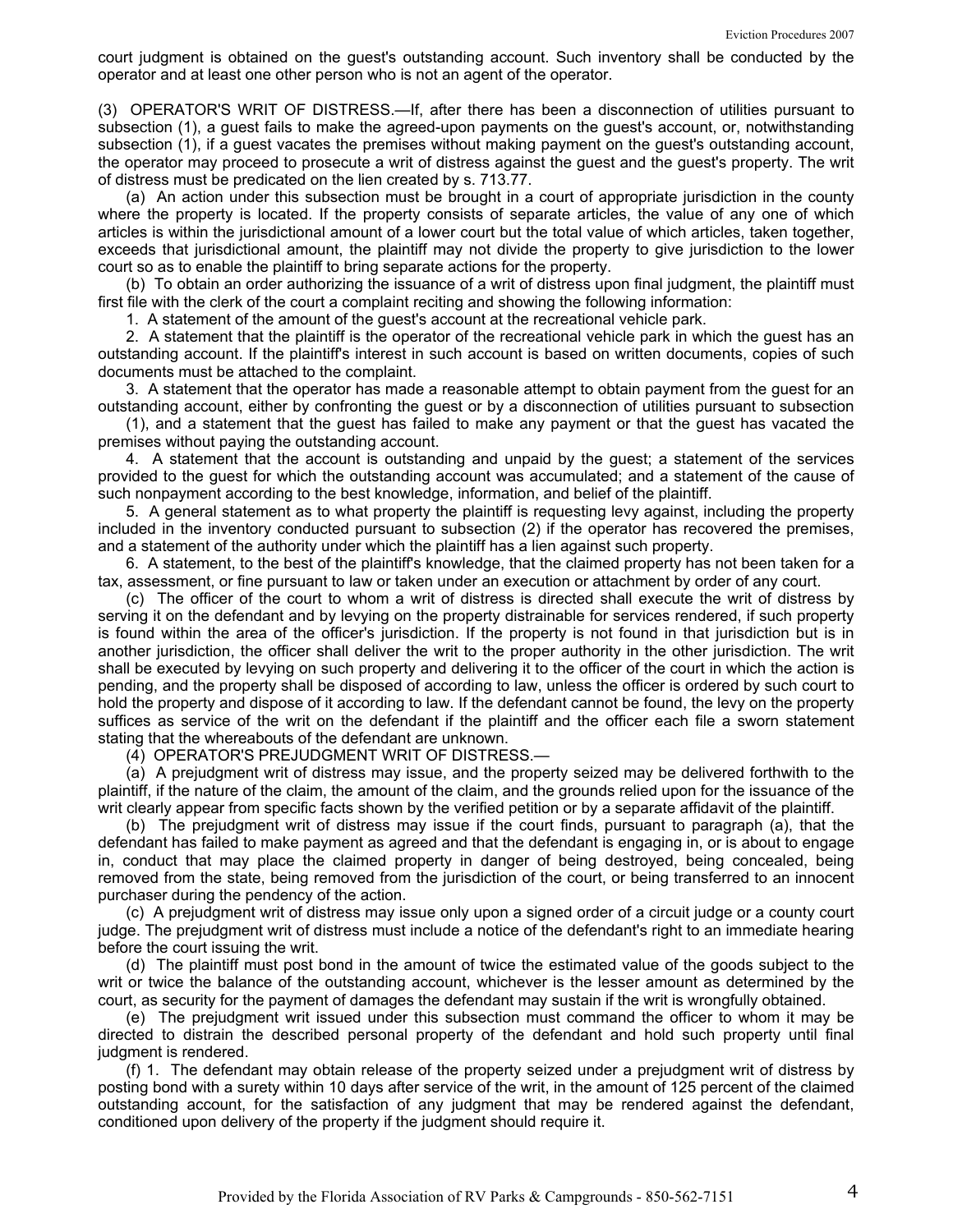court judgment is obtained on the guest's outstanding account. Such inventory shall be conducted by the operator and at least one other person who is not an agent of the operator.

(3) OPERATOR'S WRIT OF DISTRESS.—If, after there has been a disconnection of utilities pursuant to subsection (1), a guest fails to make the agreed-upon payments on the guest's account, or, notwithstanding subsection (1), if a guest vacates the premises without making payment on the guest's outstanding account, the operator may proceed to prosecute a writ of distress against the guest and the guest's property. The writ of distress must be predicated on the lien created by s. 713.77.

(a) An action under this subsection must be brought in a court of appropriate jurisdiction in the county where the property is located. If the property consists of separate articles, the value of any one of which articles is within the jurisdictional amount of a lower court but the total value of which articles, taken together, exceeds that jurisdictional amount, the plaintiff may not divide the property to give jurisdiction to the lower court so as to enable the plaintiff to bring separate actions for the property.

(b) To obtain an order authorizing the issuance of a writ of distress upon final judgment, the plaintiff must first file with the clerk of the court a complaint reciting and showing the following information:

1. A statement of the amount of the guest's account at the recreational vehicle park.

2. A statement that the plaintiff is the operator of the recreational vehicle park in which the guest has an outstanding account. If the plaintiff's interest in such account is based on written documents, copies of such documents must be attached to the complaint.

3. A statement that the operator has made a reasonable attempt to obtain payment from the guest for an outstanding account, either by confronting the guest or by a disconnection of utilities pursuant to subsection (1), and a statement that the guest has failed to make any payment or that the guest has vacated the premises without paying the outstanding account.

4. A statement that the account is outstanding and unpaid by the guest; a statement of the services provided to the guest for which the outstanding account was accumulated; and a statement of the cause of such nonpayment according to the best knowledge, information, and belief of the plaintiff.

5. A general statement as to what property the plaintiff is requesting levy against, including the property included in the inventory conducted pursuant to subsection (2) if the operator has recovered the premises, and a statement of the authority under which the plaintiff has a lien against such property.

6. A statement, to the best of the plaintiff's knowledge, that the claimed property has not been taken for a tax, assessment, or fine pursuant to law or taken under an execution or attachment by order of any court.

(c) The officer of the court to whom a writ of distress is directed shall execute the writ of distress by serving it on the defendant and by levying on the property distrainable for services rendered, if such property is found within the area of the officer's jurisdiction. If the property is not found in that jurisdiction but is in another jurisdiction, the officer shall deliver the writ to the proper authority in the other jurisdiction. The writ shall be executed by levying on such property and delivering it to the officer of the court in which the action is pending, and the property shall be disposed of according to law, unless the officer is ordered by such court to hold the property and dispose of it according to law. If the defendant cannot be found, the levy on the property suffices as service of the writ on the defendant if the plaintiff and the officer each file a sworn statement stating that the whereabouts of the defendant are unknown.

(4) OPERATOR'S PREJUDGMENT WRIT OF DISTRESS.—

(a) A prejudgment writ of distress may issue, and the property seized may be delivered forthwith to the plaintiff, if the nature of the claim, the amount of the claim, and the grounds relied upon for the issuance of the writ clearly appear from specific facts shown by the verified petition or by a separate affidavit of the plaintiff.

(b) The prejudgment writ of distress may issue if the court finds, pursuant to paragraph (a), that the defendant has failed to make payment as agreed and that the defendant is engaging in, or is about to engage in, conduct that may place the claimed property in danger of being destroyed, being concealed, being removed from the state, being removed from the jurisdiction of the court, or being transferred to an innocent purchaser during the pendency of the action.

(c) A prejudgment writ of distress may issue only upon a signed order of a circuit judge or a county court judge. The prejudgment writ of distress must include a notice of the defendant's right to an immediate hearing before the court issuing the writ.

(d) The plaintiff must post bond in the amount of twice the estimated value of the goods subject to the writ or twice the balance of the outstanding account, whichever is the lesser amount as determined by the court, as security for the payment of damages the defendant may sustain if the writ is wrongfully obtained.

(e) The prejudgment writ issued under this subsection must command the officer to whom it may be directed to distrain the described personal property of the defendant and hold such property until final judgment is rendered.

(f) 1. The defendant may obtain release of the property seized under a prejudgment writ of distress by posting bond with a surety within 10 days after service of the writ, in the amount of 125 percent of the claimed outstanding account, for the satisfaction of any judgment that may be rendered against the defendant, conditioned upon delivery of the property if the judgment should require it.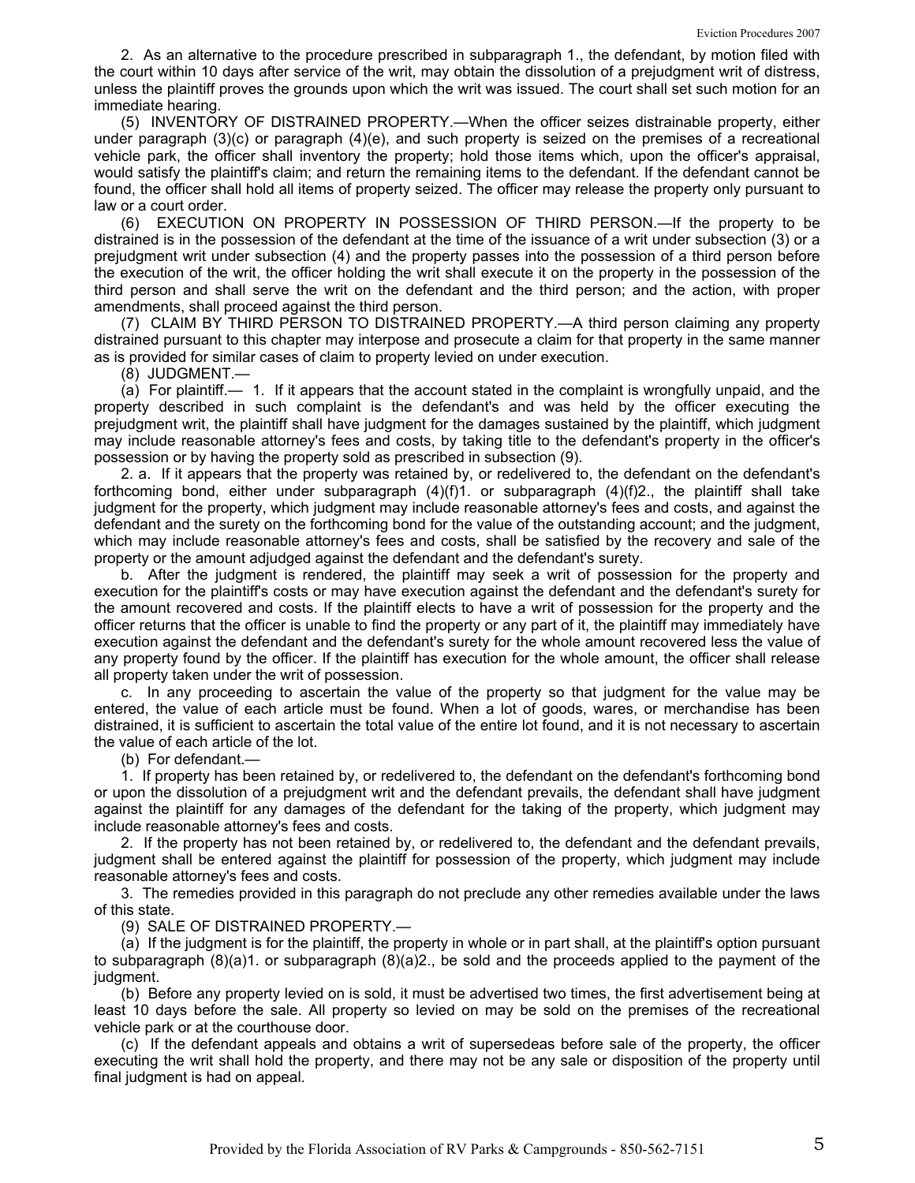2. As an alternative to the procedure prescribed in subparagraph 1., the defendant, by motion filed with the court within 10 days after service of the writ, may obtain the dissolution of a prejudgment writ of distress, unless the plaintiff proves the grounds upon which the writ was issued. The court shall set such motion for an immediate hearing.

(5) INVENTORY OF DISTRAINED PROPERTY.—When the officer seizes distrainable property, either under paragraph (3)(c) or paragraph (4)(e), and such property is seized on the premises of a recreational vehicle park, the officer shall inventory the property; hold those items which, upon the officer's appraisal, would satisfy the plaintiff's claim; and return the remaining items to the defendant. If the defendant cannot be found, the officer shall hold all items of property seized. The officer may release the property only pursuant to law or a court order.

(6) EXECUTION ON PROPERTY IN POSSESSION OF THIRD PERSON.—If the property to be distrained is in the possession of the defendant at the time of the issuance of a writ under subsection (3) or a prejudgment writ under subsection (4) and the property passes into the possession of a third person before the execution of the writ, the officer holding the writ shall execute it on the property in the possession of the third person and shall serve the writ on the defendant and the third person; and the action, with proper amendments, shall proceed against the third person.

(7) CLAIM BY THIRD PERSON TO DISTRAINED PROPERTY.—A third person claiming any property distrained pursuant to this chapter may interpose and prosecute a claim for that property in the same manner as is provided for similar cases of claim to property levied on under execution.

(8) JUDGMENT.—

(a) For plaintiff.— 1. If it appears that the account stated in the complaint is wrongfully unpaid, and the property described in such complaint is the defendant's and was held by the officer executing the prejudgment writ, the plaintiff shall have judgment for the damages sustained by the plaintiff, which judgment may include reasonable attorney's fees and costs, by taking title to the defendant's property in the officer's possession or by having the property sold as prescribed in subsection (9).

2. a. If it appears that the property was retained by, or redelivered to, the defendant on the defendant's forthcoming bond, either under subparagraph (4)(f)1. or subparagraph (4)(f)2., the plaintiff shall take judgment for the property, which judgment may include reasonable attorney's fees and costs, and against the defendant and the surety on the forthcoming bond for the value of the outstanding account; and the judgment, which may include reasonable attorney's fees and costs, shall be satisfied by the recovery and sale of the property or the amount adjudged against the defendant and the defendant's surety.

b. After the judgment is rendered, the plaintiff may seek a writ of possession for the property and execution for the plaintiff's costs or may have execution against the defendant and the defendant's surety for the amount recovered and costs. If the plaintiff elects to have a writ of possession for the property and the officer returns that the officer is unable to find the property or any part of it, the plaintiff may immediately have execution against the defendant and the defendant's surety for the whole amount recovered less the value of any property found by the officer. If the plaintiff has execution for the whole amount, the officer shall release all property taken under the writ of possession.

c. In any proceeding to ascertain the value of the property so that judgment for the value may be entered, the value of each article must be found. When a lot of goods, wares, or merchandise has been distrained, it is sufficient to ascertain the total value of the entire lot found, and it is not necessary to ascertain the value of each article of the lot.

(b) For defendant.—

1. If property has been retained by, or redelivered to, the defendant on the defendant's forthcoming bond or upon the dissolution of a prejudgment writ and the defendant prevails, the defendant shall have judgment against the plaintiff for any damages of the defendant for the taking of the property, which judgment may include reasonable attorney's fees and costs.

2. If the property has not been retained by, or redelivered to, the defendant and the defendant prevails, judgment shall be entered against the plaintiff for possession of the property, which judgment may include reasonable attorney's fees and costs.

3. The remedies provided in this paragraph do not preclude any other remedies available under the laws of this state.

(9) SALE OF DISTRAINED PROPERTY.—

(a) If the judgment is for the plaintiff, the property in whole or in part shall, at the plaintiff's option pursuant to subparagraph (8)(a)1. or subparagraph (8)(a)2., be sold and the proceeds applied to the payment of the judgment.

(b) Before any property levied on is sold, it must be advertised two times, the first advertisement being at least 10 days before the sale. All property so levied on may be sold on the premises of the recreational vehicle park or at the courthouse door.

(c) If the defendant appeals and obtains a writ of supersedeas before sale of the property, the officer executing the writ shall hold the property, and there may not be any sale or disposition of the property until final judgment is had on appeal.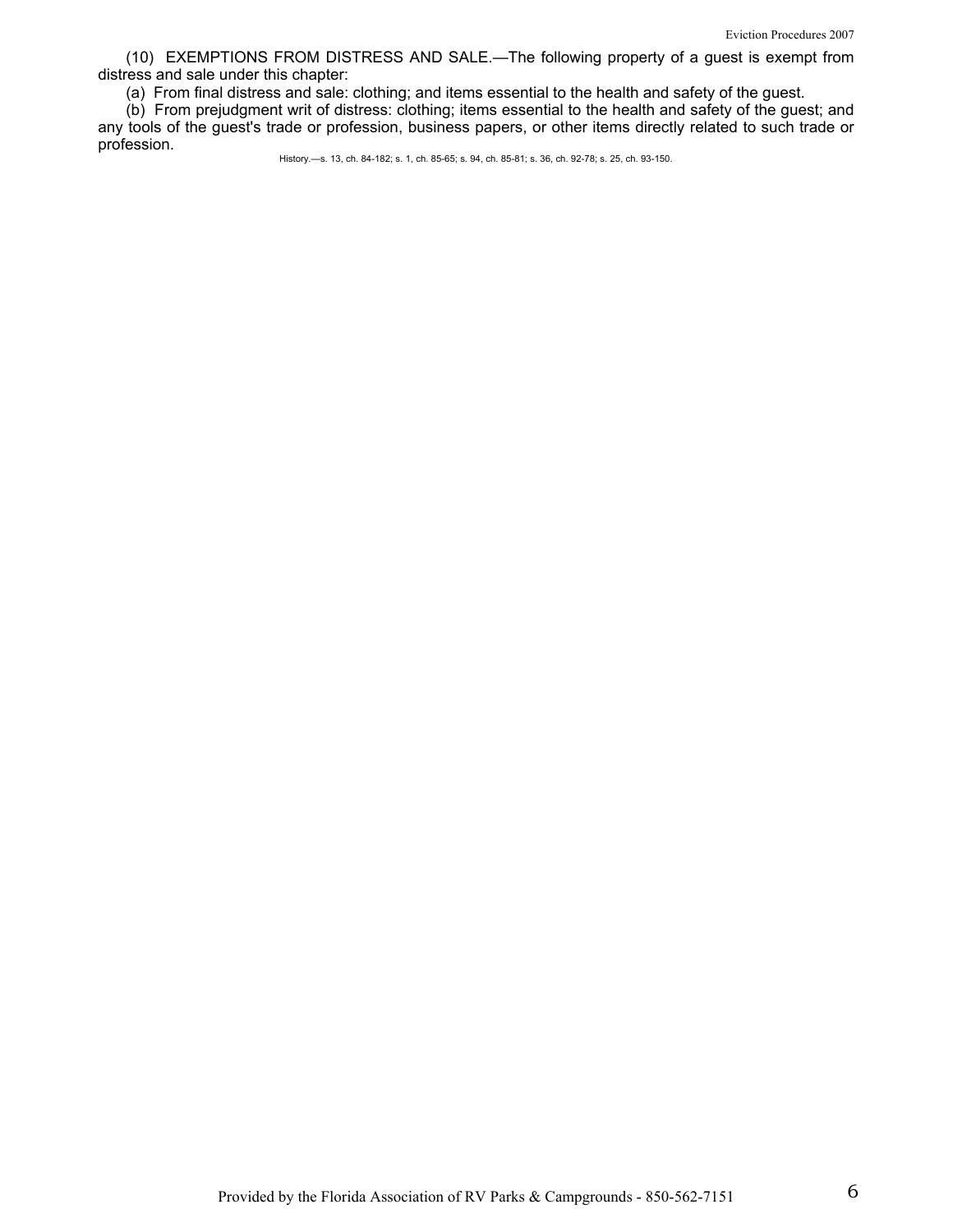(10) EXEMPTIONS FROM DISTRESS AND SALE.—The following property of a guest is exempt from distress and sale under this chapter:

(a) From final distress and sale: clothing; and items essential to the health and safety of the guest.

(b) From prejudgment writ of distress: clothing; items essential to the health and safety of the guest; and any tools of the guest's trade or profession, business papers, or other items directly related to such trade or profession.

History.—s. 13, ch. 84-182; s. 1, ch. 85-65; s. 94, ch. 85-81; s. 36, ch. 92-78; s. 25, ch. 93-150.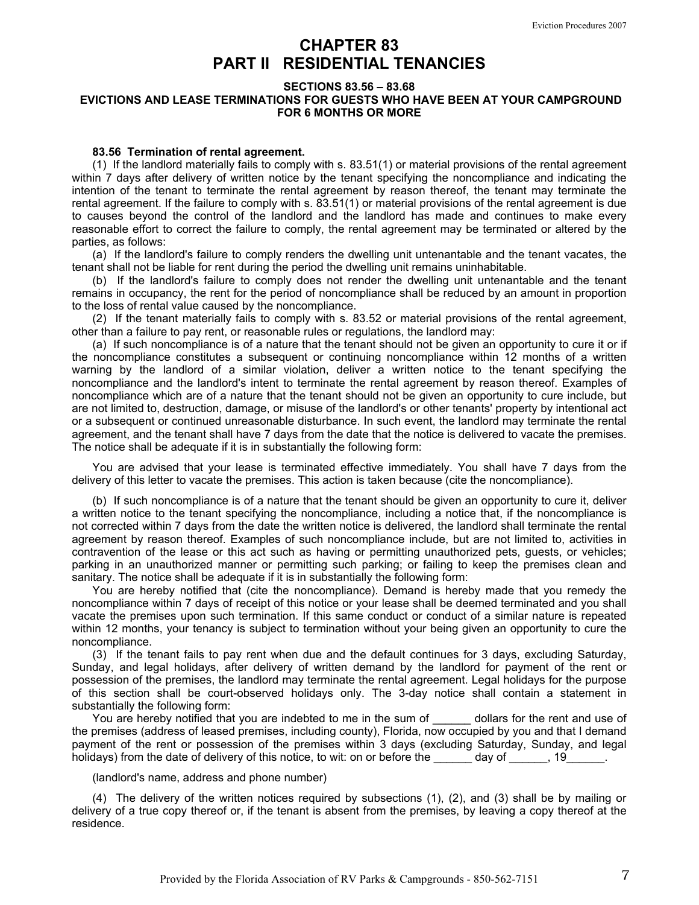# CHAPTER 83
# PART II RESIDENTIAL TENANCIES

### SECTIONS 83.56 – 83.68
### EVICTIONS AND LEASE TERMINATIONS FOR GUESTS WHO HAVE BEEN AT YOUR CAMPGROUND FOR 6 MONTHS OR MORE

**83.56 Termination of rental agreement.**

(1) If the landlord materially fails to comply with s. 83.51(1) or material provisions of the rental agreement within 7 days after delivery of written notice by the tenant specifying the noncompliance and indicating the intention of the tenant to terminate the rental agreement by reason thereof, the tenant may terminate the rental agreement. If the failure to comply with s. 83.51(1) or material provisions of the rental agreement is due to causes beyond the control of the landlord and the landlord has made and continues to make every reasonable effort to correct the failure to comply, the rental agreement may be terminated or altered by the parties, as follows:

(a) If the landlord's failure to comply renders the dwelling unit untenantable and the tenant vacates, the tenant shall not be liable for rent during the period the dwelling unit remains uninhabitable.

(b) If the landlord's failure to comply does not render the dwelling unit untenantable and the tenant remains in occupancy, the rent for the period of noncompliance shall be reduced by an amount in proportion to the loss of rental value caused by the noncompliance.

(2) If the tenant materially fails to comply with s. 83.52 or material provisions of the rental agreement, other than a failure to pay rent, or reasonable rules or regulations, the landlord may:

(a) If such noncompliance is of a nature that the tenant should not be given an opportunity to cure it or if the noncompliance constitutes a subsequent or continuing noncompliance within 12 months of a written warning by the landlord of a similar violation, deliver a written notice to the tenant specifying the noncompliance and the landlord's intent to terminate the rental agreement by reason thereof. Examples of noncompliance which are of a nature that the tenant should not be given an opportunity to cure include, but are not limited to, destruction, damage, or misuse of the landlord's or other tenants' property by intentional act or a subsequent or continued unreasonable disturbance. In such event, the landlord may terminate the rental agreement, and the tenant shall have 7 days from the date that the notice is delivered to vacate the premises. The notice shall be adequate if it is in substantially the following form:

You are advised that your lease is terminated effective immediately. You shall have 7 days from the delivery of this letter to vacate the premises. This action is taken because (cite the noncompliance).

(b) If such noncompliance is of a nature that the tenant should be given an opportunity to cure it, deliver a written notice to the tenant specifying the noncompliance, including a notice that, if the noncompliance is not corrected within 7 days from the date the written notice is delivered, the landlord shall terminate the rental agreement by reason thereof. Examples of such noncompliance include, but are not limited to, activities in contravention of the lease or this act such as having or permitting unauthorized pets, guests, or vehicles; parking in an unauthorized manner or permitting such parking; or failing to keep the premises clean and sanitary. The notice shall be adequate if it is in substantially the following form:

You are hereby notified that (cite the noncompliance). Demand is hereby made that you remedy the noncompliance within 7 days of receipt of this notice or your lease shall be deemed terminated and you shall vacate the premises upon such termination. If this same conduct or conduct of a similar nature is repeated within 12 months, your tenancy is subject to termination without your being given an opportunity to cure the noncompliance.

(3) If the tenant fails to pay rent when due and the default continues for 3 days, excluding Saturday, Sunday, and legal holidays, after delivery of written demand by the landlord for payment of the rent or possession of the premises, the landlord may terminate the rental agreement. Legal holidays for the purpose of this section shall be court-observed holidays only. The 3-day notice shall contain a statement in substantially the following form:

You are hereby notified that you are indebted to me in the sum of ______ dollars for the rent and use of the premises (address of leased premises, including county), Florida, now occupied by you and that I demand payment of the rent or possession of the premises within 3 days (excluding Saturday, Sunday, and legal holidays) from the date of delivery of this notice, to wit: on or before the ______ day of ______, 19______.

(landlord's name, address and phone number)

(4) The delivery of the written notices required by subsections (1), (2), and (3) shall be by mailing or delivery of a true copy thereof or, if the tenant is absent from the premises, by leaving a copy thereof at the residence.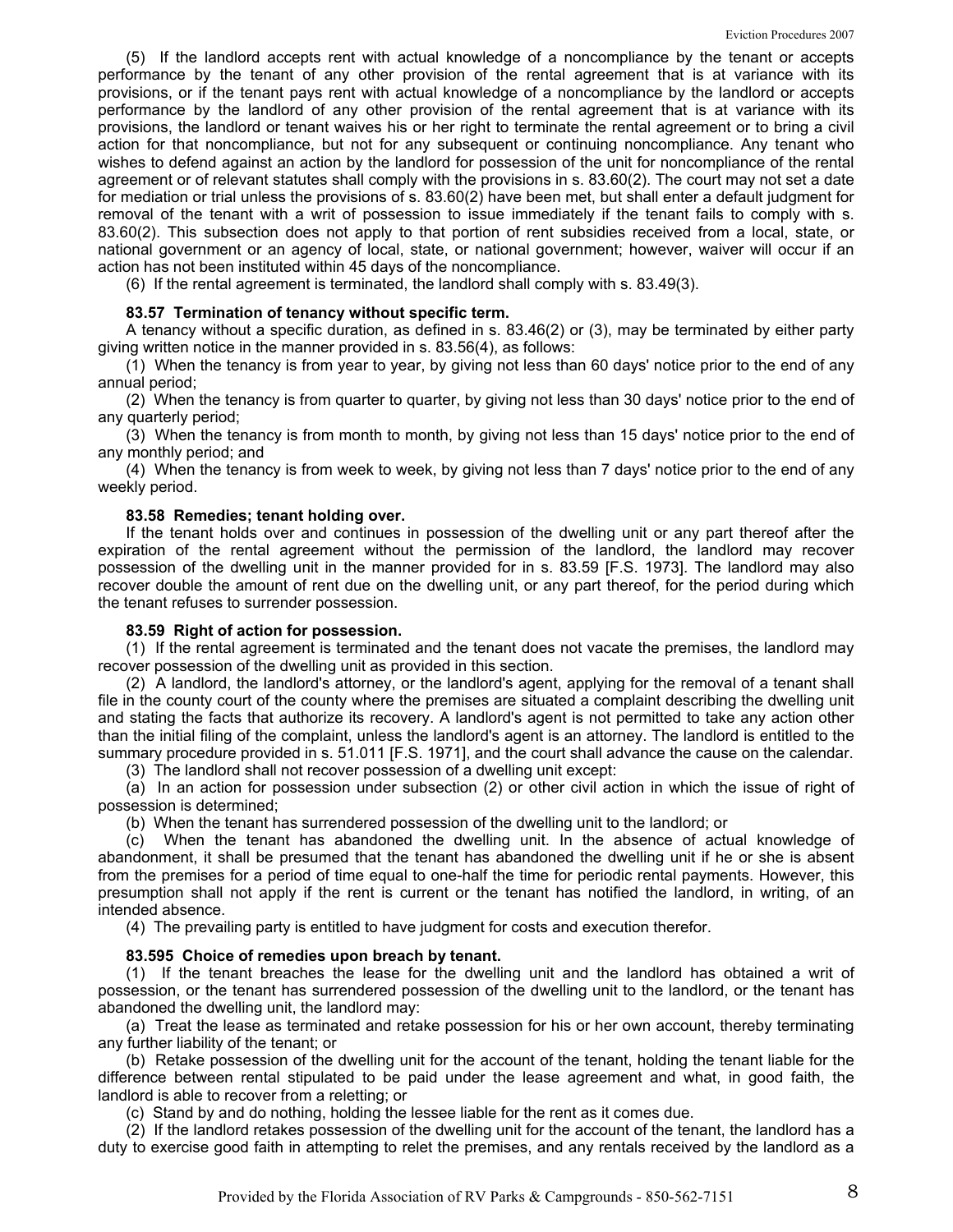(5) If the landlord accepts rent with actual knowledge of a noncompliance by the tenant or accepts performance by the tenant of any other provision of the rental agreement that is at variance with its provisions, or if the tenant pays rent with actual knowledge of a noncompliance by the landlord or accepts performance by the landlord of any other provision of the rental agreement that is at variance with its provisions, the landlord or tenant waives his or her right to terminate the rental agreement or to bring a civil action for that noncompliance, but not for any subsequent or continuing noncompliance. Any tenant who wishes to defend against an action by the landlord for possession of the unit for noncompliance of the rental agreement or of relevant statutes shall comply with the provisions in s. 83.60(2). The court may not set a date for mediation or trial unless the provisions of s. 83.60(2) have been met, but shall enter a default judgment for removal of the tenant with a writ of possession to issue immediately if the tenant fails to comply with s. 83.60(2). This subsection does not apply to that portion of rent subsidies received from a local, state, or national government or an agency of local, state, or national government; however, waiver will occur if an action has not been instituted within 45 days of the noncompliance.

(6) If the rental agreement is terminated, the landlord shall comply with s. 83.49(3).

**83.57 Termination of tenancy without specific term.**

A tenancy without a specific duration, as defined in s. 83.46(2) or (3), may be terminated by either party giving written notice in the manner provided in s. 83.56(4), as follows:

(1) When the tenancy is from year to year, by giving not less than 60 days' notice prior to the end of any annual period;

(2) When the tenancy is from quarter to quarter, by giving not less than 30 days' notice prior to the end of any quarterly period;

(3) When the tenancy is from month to month, by giving not less than 15 days' notice prior to the end of any monthly period; and

(4) When the tenancy is from week to week, by giving not less than 7 days' notice prior to the end of any weekly period.

**83.58 Remedies; tenant holding over.**

If the tenant holds over and continues in possession of the dwelling unit or any part thereof after the expiration of the rental agreement without the permission of the landlord, the landlord may recover possession of the dwelling unit in the manner provided for in s. 83.59 [F.S. 1973]. The landlord may also recover double the amount of rent due on the dwelling unit, or any part thereof, for the period during which the tenant refuses to surrender possession.

**83.59 Right of action for possession.**

(1) If the rental agreement is terminated and the tenant does not vacate the premises, the landlord may recover possession of the dwelling unit as provided in this section.

(2) A landlord, the landlord's attorney, or the landlord's agent, applying for the removal of a tenant shall file in the county court of the county where the premises are situated a complaint describing the dwelling unit and stating the facts that authorize its recovery. A landlord's agent is not permitted to take any action other than the initial filing of the complaint, unless the landlord's agent is an attorney. The landlord is entitled to the summary procedure provided in s. 51.011 [F.S. 1971], and the court shall advance the cause on the calendar.

(3) The landlord shall not recover possession of a dwelling unit except:

(a) In an action for possession under subsection (2) or other civil action in which the issue of right of possession is determined;

(b) When the tenant has surrendered possession of the dwelling unit to the landlord; or

(c) When the tenant has abandoned the dwelling unit. In the absence of actual knowledge of abandonment, it shall be presumed that the tenant has abandoned the dwelling unit if he or she is absent from the premises for a period of time equal to one-half the time for periodic rental payments. However, this presumption shall not apply if the rent is current or the tenant has notified the landlord, in writing, of an intended absence.

(4) The prevailing party is entitled to have judgment for costs and execution therefor.

**83.595 Choice of remedies upon breach by tenant.**

(1) If the tenant breaches the lease for the dwelling unit and the landlord has obtained a writ of possession, or the tenant has surrendered possession of the dwelling unit to the landlord, or the tenant has abandoned the dwelling unit, the landlord may:

(a) Treat the lease as terminated and retake possession for his or her own account, thereby terminating any further liability of the tenant; or

(b) Retake possession of the dwelling unit for the account of the tenant, holding the tenant liable for the difference between rental stipulated to be paid under the lease agreement and what, in good faith, the landlord is able to recover from a reletting; or

(c) Stand by and do nothing, holding the lessee liable for the rent as it comes due.

(2) If the landlord retakes possession of the dwelling unit for the account of the tenant, the landlord has a duty to exercise good faith in attempting to relet the premises, and any rentals received by the landlord as a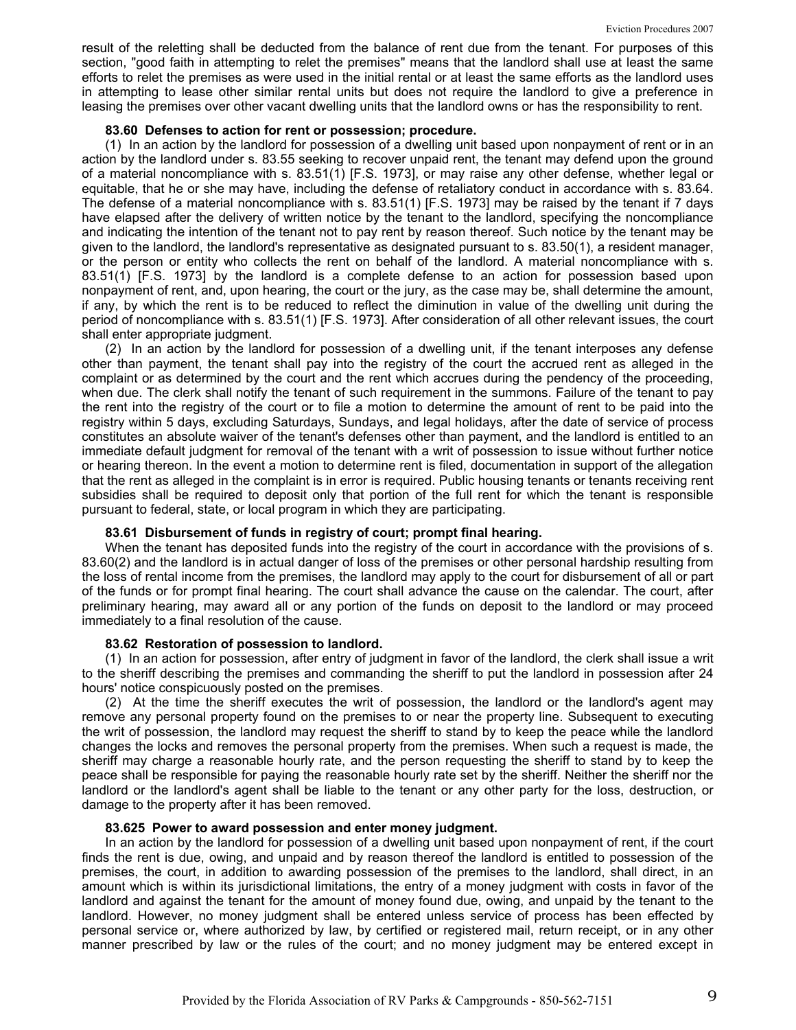result of the reletting shall be deducted from the balance of rent due from the tenant. For purposes of this section, "good faith in attempting to relet the premises" means that the landlord shall use at least the same efforts to relet the premises as were used in the initial rental or at least the same efforts as the landlord uses in attempting to lease other similar rental units but does not require the landlord to give a preference in leasing the premises over other vacant dwelling units that the landlord owns or has the responsibility to rent.

**83.60 Defenses to action for rent or possession; procedure.**

(1) In an action by the landlord for possession of a dwelling unit based upon nonpayment of rent or in an action by the landlord under s. 83.55 seeking to recover unpaid rent, the tenant may defend upon the ground of a material noncompliance with s. 83.51(1) [F.S. 1973], or may raise any other defense, whether legal or equitable, that he or she may have, including the defense of retaliatory conduct in accordance with s. 83.64. The defense of a material noncompliance with s. 83.51(1) [F.S. 1973] may be raised by the tenant if 7 days have elapsed after the delivery of written notice by the tenant to the landlord, specifying the noncompliance and indicating the intention of the tenant not to pay rent by reason thereof. Such notice by the tenant may be given to the landlord, the landlord's representative as designated pursuant to s. 83.50(1), a resident manager, or the person or entity who collects the rent on behalf of the landlord. A material noncompliance with s. 83.51(1) [F.S. 1973] by the landlord is a complete defense to an action for possession based upon nonpayment of rent, and, upon hearing, the court or the jury, as the case may be, shall determine the amount, if any, by which the rent is to be reduced to reflect the diminution in value of the dwelling unit during the period of noncompliance with s. 83.51(1) [F.S. 1973]. After consideration of all other relevant issues, the court shall enter appropriate judgment.

(2) In an action by the landlord for possession of a dwelling unit, if the tenant interposes any defense other than payment, the tenant shall pay into the registry of the court the accrued rent as alleged in the complaint or as determined by the court and the rent which accrues during the pendency of the proceeding, when due. The clerk shall notify the tenant of such requirement in the summons. Failure of the tenant to pay the rent into the registry of the court or to file a motion to determine the amount of rent to be paid into the registry within 5 days, excluding Saturdays, Sundays, and legal holidays, after the date of service of process constitutes an absolute waiver of the tenant's defenses other than payment, and the landlord is entitled to an immediate default judgment for removal of the tenant with a writ of possession to issue without further notice or hearing thereon. In the event a motion to determine rent is filed, documentation in support of the allegation that the rent as alleged in the complaint is in error is required. Public housing tenants or tenants receiving rent subsidies shall be required to deposit only that portion of the full rent for which the tenant is responsible pursuant to federal, state, or local program in which they are participating.

**83.61 Disbursement of funds in registry of court; prompt final hearing.**

When the tenant has deposited funds into the registry of the court in accordance with the provisions of s. 83.60(2) and the landlord is in actual danger of loss of the premises or other personal hardship resulting from the loss of rental income from the premises, the landlord may apply to the court for disbursement of all or part of the funds or for prompt final hearing. The court shall advance the cause on the calendar. The court, after preliminary hearing, may award all or any portion of the funds on deposit to the landlord or may proceed immediately to a final resolution of the cause.

**83.62 Restoration of possession to landlord.**

(1) In an action for possession, after entry of judgment in favor of the landlord, the clerk shall issue a writ to the sheriff describing the premises and commanding the sheriff to put the landlord in possession after 24 hours' notice conspicuously posted on the premises.

(2) At the time the sheriff executes the writ of possession, the landlord or the landlord's agent may remove any personal property found on the premises to or near the property line. Subsequent to executing the writ of possession, the landlord may request the sheriff to stand by to keep the peace while the landlord changes the locks and removes the personal property from the premises. When such a request is made, the sheriff may charge a reasonable hourly rate, and the person requesting the sheriff to stand by to keep the peace shall be responsible for paying the reasonable hourly rate set by the sheriff. Neither the sheriff nor the landlord or the landlord's agent shall be liable to the tenant or any other party for the loss, destruction, or damage to the property after it has been removed.

**83.625 Power to award possession and enter money judgment.**

In an action by the landlord for possession of a dwelling unit based upon nonpayment of rent, if the court finds the rent is due, owing, and unpaid and by reason thereof the landlord is entitled to possession of the premises, the court, in addition to awarding possession of the premises to the landlord, shall direct, in an amount which is within its jurisdictional limitations, the entry of a money judgment with costs in favor of the landlord and against the tenant for the amount of money found due, owing, and unpaid by the tenant to the landlord. However, no money judgment shall be entered unless service of process has been effected by personal service or, where authorized by law, by certified or registered mail, return receipt, or in any other manner prescribed by law or the rules of the court; and no money judgment may be entered except in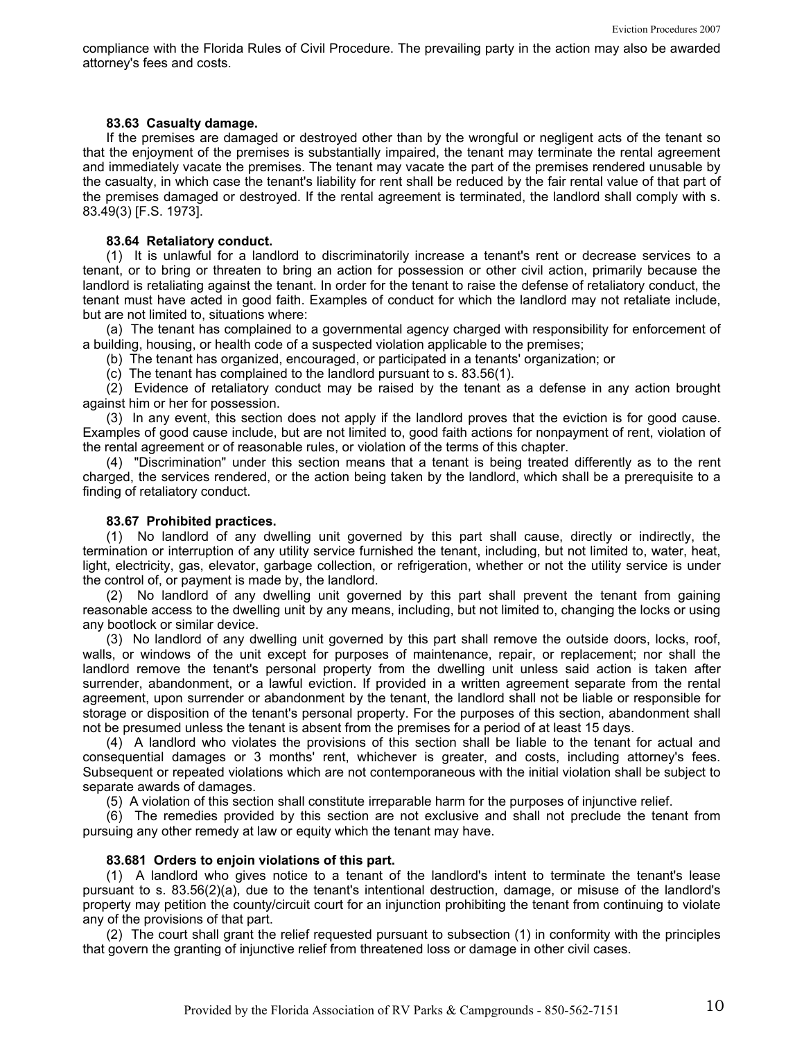compliance with the Florida Rules of Civil Procedure. The prevailing party in the action may also be awarded attorney's fees and costs.

**83.63 Casualty damage.**

If the premises are damaged or destroyed other than by the wrongful or negligent acts of the tenant so that the enjoyment of the premises is substantially impaired, the tenant may terminate the rental agreement and immediately vacate the premises. The tenant may vacate the part of the premises rendered unusable by the casualty, in which case the tenant's liability for rent shall be reduced by the fair rental value of that part of the premises damaged or destroyed. If the rental agreement is terminated, the landlord shall comply with s. 83.49(3) [F.S. 1973].

**83.64 Retaliatory conduct.**

(1) It is unlawful for a landlord to discriminatorily increase a tenant's rent or decrease services to a tenant, or to bring or threaten to bring an action for possession or other civil action, primarily because the landlord is retaliating against the tenant. In order for the tenant to raise the defense of retaliatory conduct, the tenant must have acted in good faith. Examples of conduct for which the landlord may not retaliate include, but are not limited to, situations where:

(a) The tenant has complained to a governmental agency charged with responsibility for enforcement of a building, housing, or health code of a suspected violation applicable to the premises;

(b) The tenant has organized, encouraged, or participated in a tenants' organization; or

(c) The tenant has complained to the landlord pursuant to s. 83.56(1).

(2) Evidence of retaliatory conduct may be raised by the tenant as a defense in any action brought against him or her for possession.

(3) In any event, this section does not apply if the landlord proves that the eviction is for good cause. Examples of good cause include, but are not limited to, good faith actions for nonpayment of rent, violation of the rental agreement or of reasonable rules, or violation of the terms of this chapter.

(4) "Discrimination" under this section means that a tenant is being treated differently as to the rent charged, the services rendered, or the action being taken by the landlord, which shall be a prerequisite to a finding of retaliatory conduct.

**83.67 Prohibited practices.**

(1) No landlord of any dwelling unit governed by this part shall cause, directly or indirectly, the termination or interruption of any utility service furnished the tenant, including, but not limited to, water, heat, light, electricity, gas, elevator, garbage collection, or refrigeration, whether or not the utility service is under the control of, or payment is made by, the landlord.

(2) No landlord of any dwelling unit governed by this part shall prevent the tenant from gaining reasonable access to the dwelling unit by any means, including, but not limited to, changing the locks or using any bootlock or similar device.

(3) No landlord of any dwelling unit governed by this part shall remove the outside doors, locks, roof, walls, or windows of the unit except for purposes of maintenance, repair, or replacement; nor shall the landlord remove the tenant's personal property from the dwelling unit unless said action is taken after surrender, abandonment, or a lawful eviction. If provided in a written agreement separate from the rental agreement, upon surrender or abandonment by the tenant, the landlord shall not be liable or responsible for storage or disposition of the tenant's personal property. For the purposes of this section, abandonment shall not be presumed unless the tenant is absent from the premises for a period of at least 15 days.

(4) A landlord who violates the provisions of this section shall be liable to the tenant for actual and consequential damages or 3 months' rent, whichever is greater, and costs, including attorney's fees. Subsequent or repeated violations which are not contemporaneous with the initial violation shall be subject to separate awards of damages.

(5) A violation of this section shall constitute irreparable harm for the purposes of injunctive relief.

(6) The remedies provided by this section are not exclusive and shall not preclude the tenant from pursuing any other remedy at law or equity which the tenant may have.

**83.681 Orders to enjoin violations of this part.**

(1) A landlord who gives notice to a tenant of the landlord's intent to terminate the tenant's lease pursuant to s. 83.56(2)(a), due to the tenant's intentional destruction, damage, or misuse of the landlord's property may petition the county/circuit court for an injunction prohibiting the tenant from continuing to violate any of the provisions of that part.

(2) The court shall grant the relief requested pursuant to subsection (1) in conformity with the principles that govern the granting of injunctive relief from threatened loss or damage in other civil cases.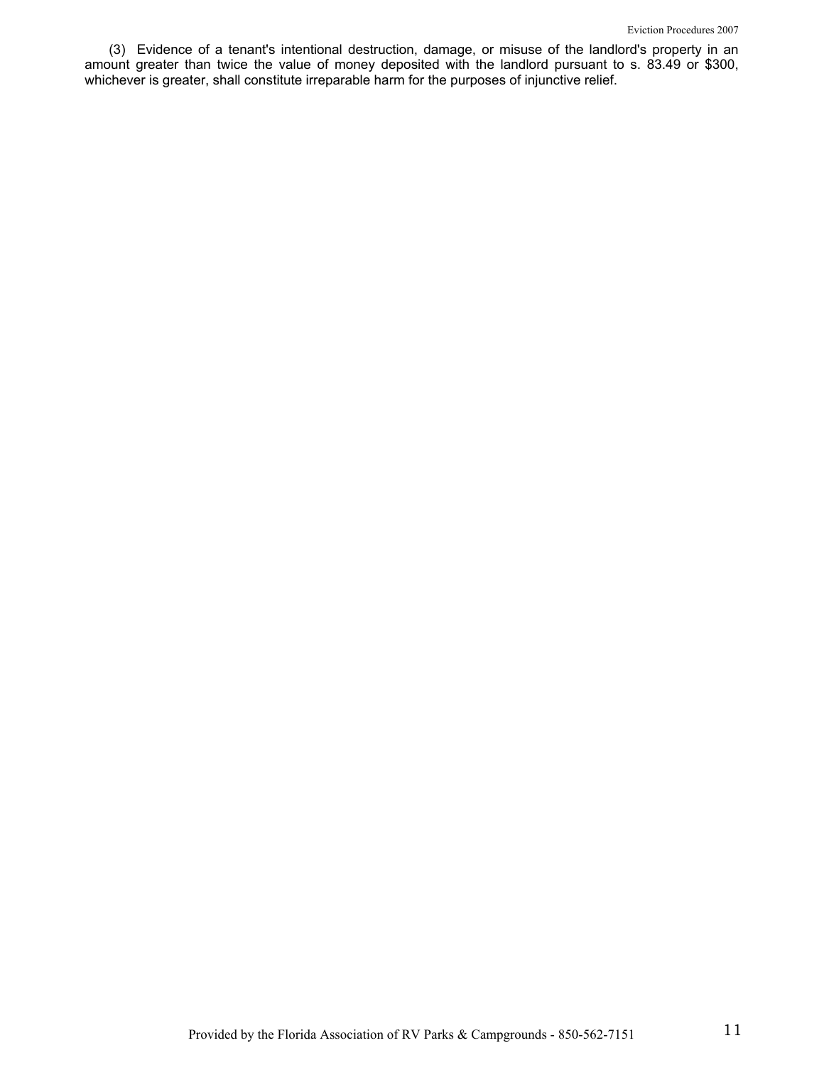(3) Evidence of a tenant's intentional destruction, damage, or misuse of the landlord's property in an amount greater than twice the value of money deposited with the landlord pursuant to s. 83.49 or $300, whichever is greater, shall constitute irreparable harm for the purposes of injunctive relief.